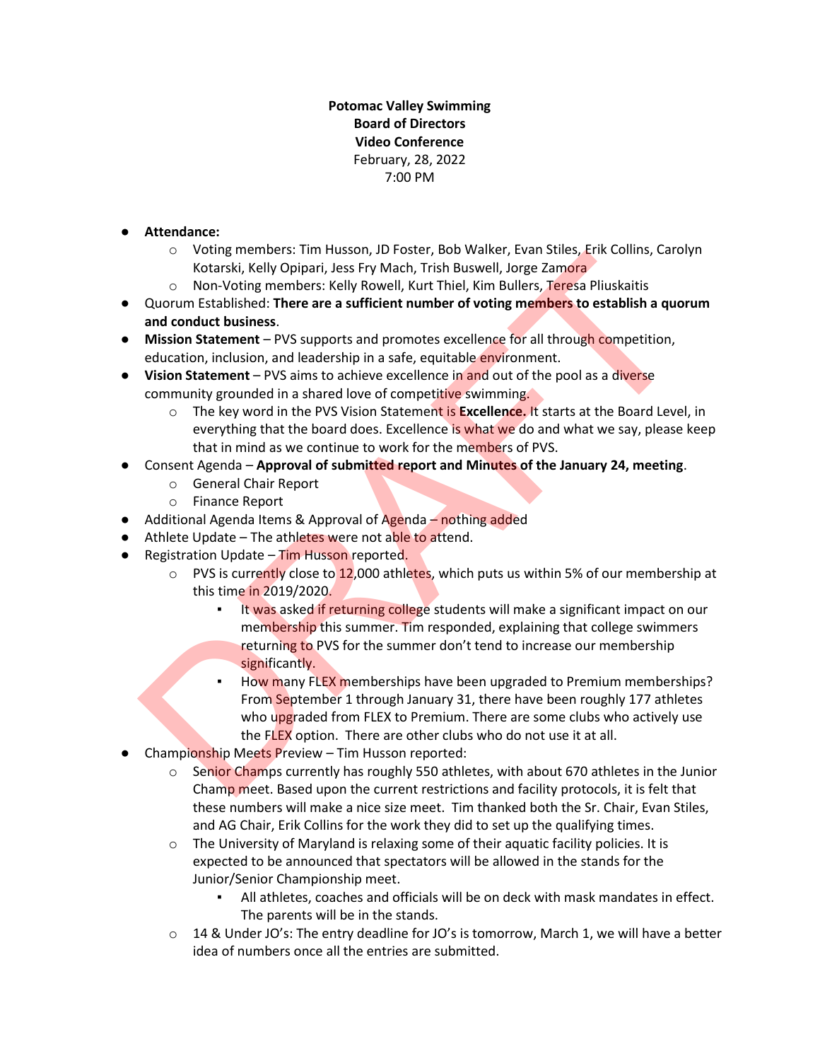**Potomac Valley Swimming**
**Board of Directors**
**Video Conference**
February, 28, 2022
7:00 PM

- **Attendance:**
  - Voting members: Tim Husson, JD Foster, Bob Walker, Evan Stiles, Erik Collins, Carolyn Kotarski, Kelly Opipari, Jess Fry Mach, Trish Buswell, Jorge Zamora
  - Non-Voting members: Kelly Rowell, Kurt Thiel, Kim Bullers, Teresa Pliuskaitis
- Quorum Established: **There are a sufficient number of voting members to establish a quorum and conduct business**.
- **Mission Statement** – PVS supports and promotes excellence for all through competition, education, inclusion, and leadership in a safe, equitable environment.
- **Vision Statement** – PVS aims to achieve excellence in and out of the pool as a diverse community grounded in a shared love of competitive swimming.
  - The key word in the PVS Vision Statement is **Excellence.** It starts at the Board Level, in everything that the board does. Excellence is what we do and what we say, please keep that in mind as we continue to work for the members of PVS.
- Consent Agenda – **Approval of submitted report and Minutes of the January 24, meeting**.
  - General Chair Report
  - Finance Report
- Additional Agenda Items & Approval of Agenda – nothing added
- Athlete Update – The athletes were not able to attend.
- Registration Update – Tim Husson reported.
  - PVS is currently close to 12,000 athletes, which puts us within 5% of our membership at this time in 2019/2020.
    - It was asked if returning college students will make a significant impact on our membership this summer. Tim responded, explaining that college swimmers returning to PVS for the summer don't tend to increase our membership significantly.
    - How many FLEX memberships have been upgraded to Premium memberships? From September 1 through January 31, there have been roughly 177 athletes who upgraded from FLEX to Premium. There are some clubs who actively use the FLEX option. There are other clubs who do not use it at all.
- Championship Meets Preview – Tim Husson reported:
  - Senior Champs currently has roughly 550 athletes, with about 670 athletes in the Junior Champ meet. Based upon the current restrictions and facility protocols, it is felt that these numbers will make a nice size meet. Tim thanked both the Sr. Chair, Evan Stiles, and AG Chair, Erik Collins for the work they did to set up the qualifying times.
  - The University of Maryland is relaxing some of their aquatic facility policies. It is expected to be announced that spectators will be allowed in the stands for the Junior/Senior Championship meet.
    - All athletes, coaches and officials will be on deck with mask mandates in effect. The parents will be in the stands.
  - 14 & Under JO's: The entry deadline for JO's is tomorrow, March 1, we will have a better idea of numbers once all the entries are submitted.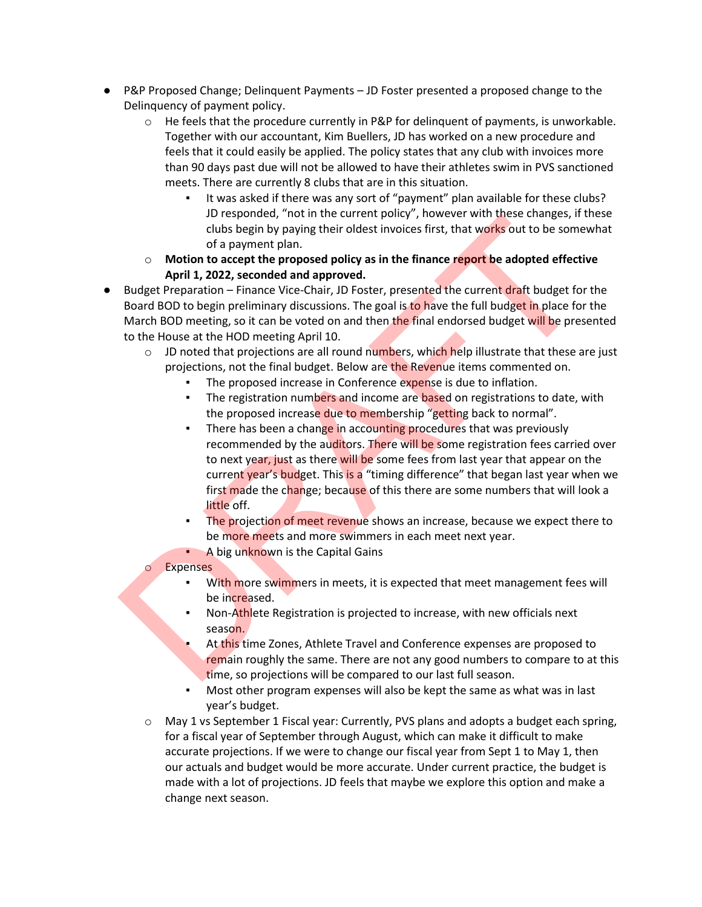- P&P Proposed Change; Delinquent Payments – JD Foster presented a proposed change to the Delinquency of payment policy.
  - He feels that the procedure currently in P&P for delinquent of payments, is unworkable. Together with our accountant, Kim Buellers, JD has worked on a new procedure and feels that it could easily be applied. The policy states that any club with invoices more than 90 days past due will not be allowed to have their athletes swim in PVS sanctioned meets. There are currently 8 clubs that are in this situation.
    - It was asked if there was any sort of "payment" plan available for these clubs? JD responded, "not in the current policy", however with these changes, if these clubs begin by paying their oldest invoices first, that works out to be somewhat of a payment plan.
  - **Motion to accept the proposed policy as in the finance report be adopted effective April 1, 2022, seconded and approved.**
- Budget Preparation – Finance Vice-Chair, JD Foster, presented the current draft budget for the Board BOD to begin preliminary discussions. The goal is to have the full budget in place for the March BOD meeting, so it can be voted on and then the final endorsed budget will be presented to the House at the HOD meeting April 10.
  - JD noted that projections are all round numbers, which help illustrate that these are just projections, not the final budget. Below are the Revenue items commented on.
    - The proposed increase in Conference expense is due to inflation.
    - The registration numbers and income are based on registrations to date, with the proposed increase due to membership "getting back to normal".
    - There has been a change in accounting procedures that was previously recommended by the auditors. There will be some registration fees carried over to next year, just as there will be some fees from last year that appear on the current year's budget. This is a "timing difference" that began last year when we first made the change; because of this there are some numbers that will look a little off.
    - The projection of meet revenue shows an increase, because we expect there to be more meets and more swimmers in each meet next year.
    - A big unknown is the Capital Gains
  - Expenses
    - With more swimmers in meets, it is expected that meet management fees will be increased.
    - Non-Athlete Registration is projected to increase, with new officials next season.
    - At this time Zones, Athlete Travel and Conference expenses are proposed to remain roughly the same. There are not any good numbers to compare to at this time, so projections will be compared to our last full season.
    - Most other program expenses will also be kept the same as what was in last year's budget.
  - May 1 vs September 1 Fiscal year: Currently, PVS plans and adopts a budget each spring, for a fiscal year of September through August, which can make it difficult to make accurate projections. If we were to change our fiscal year from Sept 1 to May 1, then our actuals and budget would be more accurate. Under current practice, the budget is made with a lot of projections. JD feels that maybe we explore this option and make a change next season.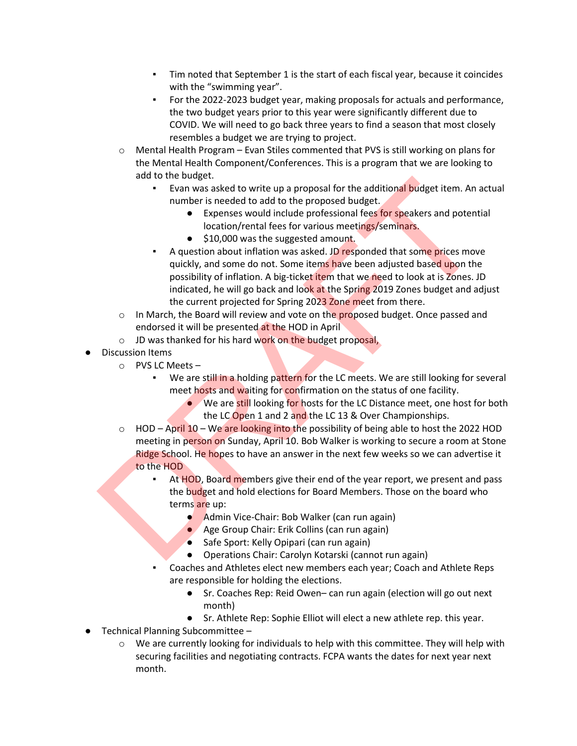- Tim noted that September 1 is the start of each fiscal year, because it coincides with the "swimming year".
      - For the 2022-2023 budget year, making proposals for actuals and performance, the two budget years prior to this year were significantly different due to COVID. We will need to go back three years to find a season that most closely resembles a budget we are trying to project.
  - Mental Health Program – Evan Stiles commented that PVS is still working on plans for the Mental Health Component/Conferences. This is a program that we are looking to add to the budget.
      - Evan was asked to write up a proposal for the additional budget item. An actual number is needed to add to the proposed budget.
          - Expenses would include professional fees for speakers and potential location/rental fees for various meetings/seminars.
          - $10,000 was the suggested amount.
      - A question about inflation was asked. JD responded that some prices move quickly, and some do not. Some items have been adjusted based upon the possibility of inflation. A big-ticket item that we need to look at is Zones. JD indicated, he will go back and look at the Spring 2019 Zones budget and adjust the current projected for Spring 2023 Zone meet from there.
  - In March, the Board will review and vote on the proposed budget. Once passed and endorsed it will be presented at the HOD in April
  - JD was thanked for his hard work on the budget proposal,
- Discussion Items
  - PVS LC Meets –
      - We are still in a holding pattern for the LC meets. We are still looking for several meet hosts and waiting for confirmation on the status of one facility.
          - We are still looking for hosts for the LC Distance meet, one host for both the LC Open 1 and 2 and the LC 13 & Over Championships.
  - HOD – April 10 – We are looking into the possibility of being able to host the 2022 HOD meeting in person on Sunday, April 10. Bob Walker is working to secure a room at Stone Ridge School. He hopes to have an answer in the next few weeks so we can advertise it to the HOD
      - At HOD, Board members give their end of the year report, we present and pass the budget and hold elections for Board Members. Those on the board who terms are up:
          - Admin Vice-Chair: Bob Walker (can run again)
          - Age Group Chair: Erik Collins (can run again)
          - Safe Sport: Kelly Opipari (can run again)
          - Operations Chair: Carolyn Kotarski (cannot run again)
      - Coaches and Athletes elect new members each year; Coach and Athlete Reps are responsible for holding the elections.
          - Sr. Coaches Rep: Reid Owen– can run again (election will go out next month)
          - Sr. Athlete Rep: Sophie Elliot will elect a new athlete rep. this year.
- Technical Planning Subcommittee –
  - We are currently looking for individuals to help with this committee. They will help with securing facilities and negotiating contracts. FCPA wants the dates for next year next month.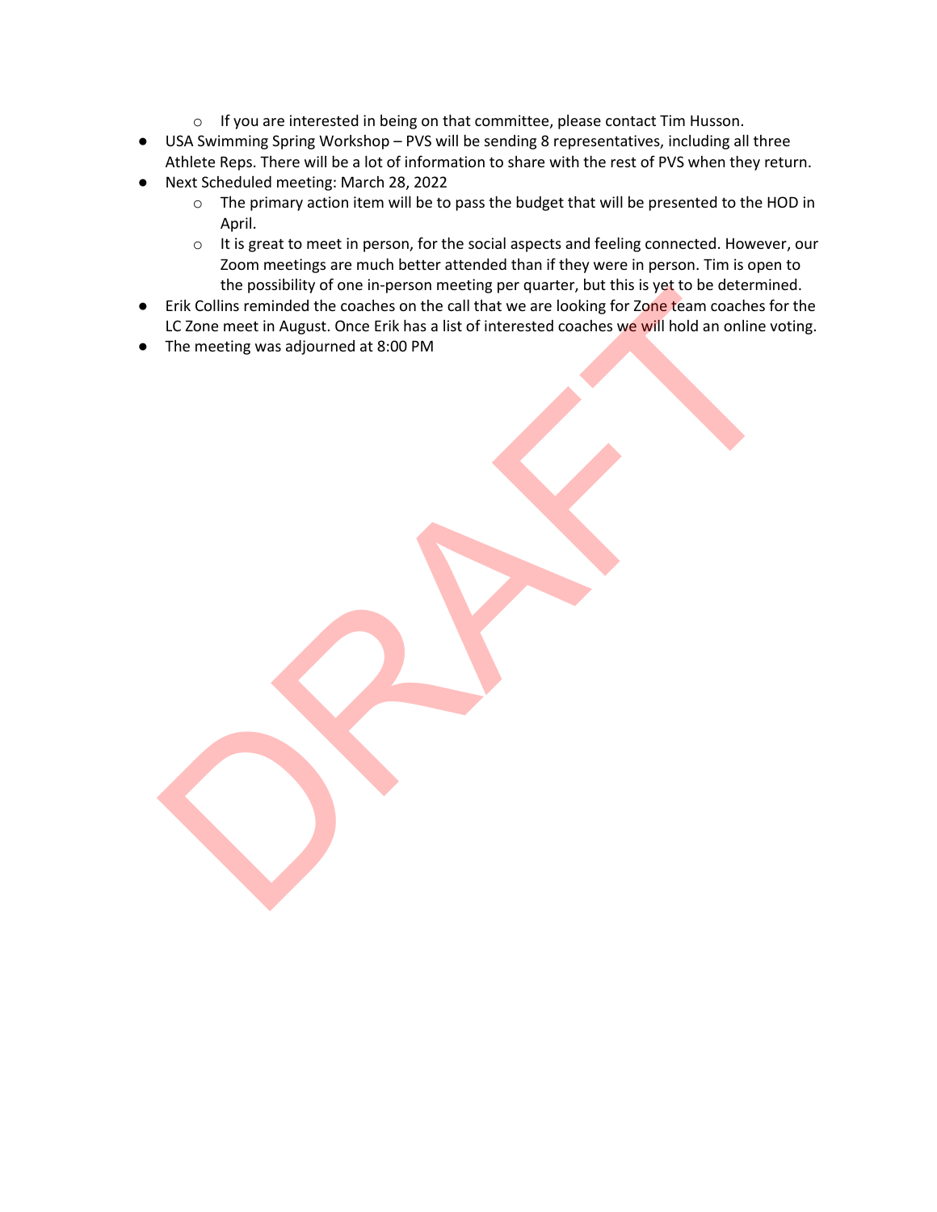- If you are interested in being on that committee, please contact Tim Husson.
- USA Swimming Spring Workshop – PVS will be sending 8 representatives, including all three Athlete Reps. There will be a lot of information to share with the rest of PVS when they return.
- Next Scheduled meeting: March 28, 2022
    - The primary action item will be to pass the budget that will be presented to the HOD in April.
    - It is great to meet in person, for the social aspects and feeling connected. However, our Zoom meetings are much better attended than if they were in person. Tim is open to the possibility of one in-person meeting per quarter, but this is yet to be determined.
- Erik Collins reminded the coaches on the call that we are looking for Zone team coaches for the LC Zone meet in August. Once Erik has a list of interested coaches we will hold an online voting.
- The meeting was adjourned at 8:00 PM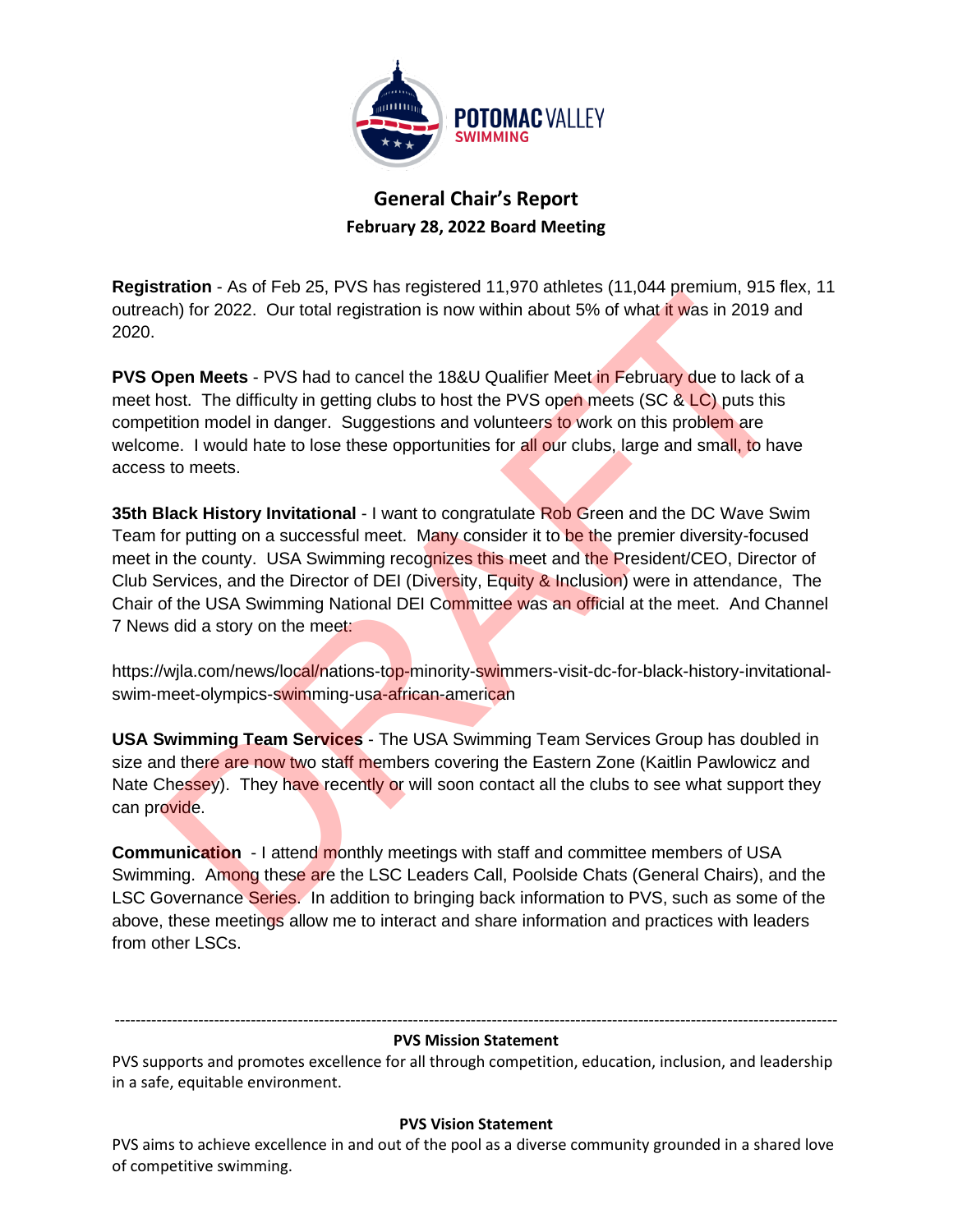# General Chair's Report

## February 28, 2022 Board Meeting

**Registration** - As of Feb 25, PVS has registered 11,970 athletes (11,044 premium, 915 flex, 11 outreach) for 2022. Our total registration is now within about 5% of what it was in 2019 and 2020.

**PVS Open Meets** - PVS had to cancel the 18&U Qualifier Meet in February due to lack of a meet host. The difficulty in getting clubs to host the PVS open meets (SC & LC) puts this competition model in danger. Suggestions and volunteers to work on this problem are welcome. I would hate to lose these opportunities for all our clubs, large and small, to have access to meets.

**35th Black History Invitational** - I want to congratulate Rob Green and the DC Wave Swim Team for putting on a successful meet. Many consider it to be the premier diversity-focused meet in the county. USA Swimming recognizes this meet and the President/CEO, Director of Club Services, and the Director of DEI (Diversity, Equity & Inclusion) were in attendance, The Chair of the USA Swimming National DEI Committee was an official at the meet. And Channel 7 News did a story on the meet:

https://wjla.com/news/local/nations-top-minority-swimmers-visit-dc-for-black-history-invitational-swim-meet-olympics-swimming-usa-african-american

**USA Swimming Team Services** - The USA Swimming Team Services Group has doubled in size and there are now two staff members covering the Eastern Zone (Kaitlin Pawlowicz and Nate Chessey). They have recently or will soon contact all the clubs to see what support they can provide.

**Communication** - I attend monthly meetings with staff and committee members of USA Swimming. Among these are the LSC Leaders Call, Poolside Chats (General Chairs), and the LSC Governance Series. In addition to bringing back information to PVS, such as some of the above, these meetings allow me to interact and share information and practices with leaders from other LSCs.

---

**PVS Mission Statement**

PVS supports and promotes excellence for all through competition, education, inclusion, and leadership in a safe, equitable environment.

**PVS Vision Statement**

PVS aims to achieve excellence in and out of the pool as a diverse community grounded in a shared love of competitive swimming.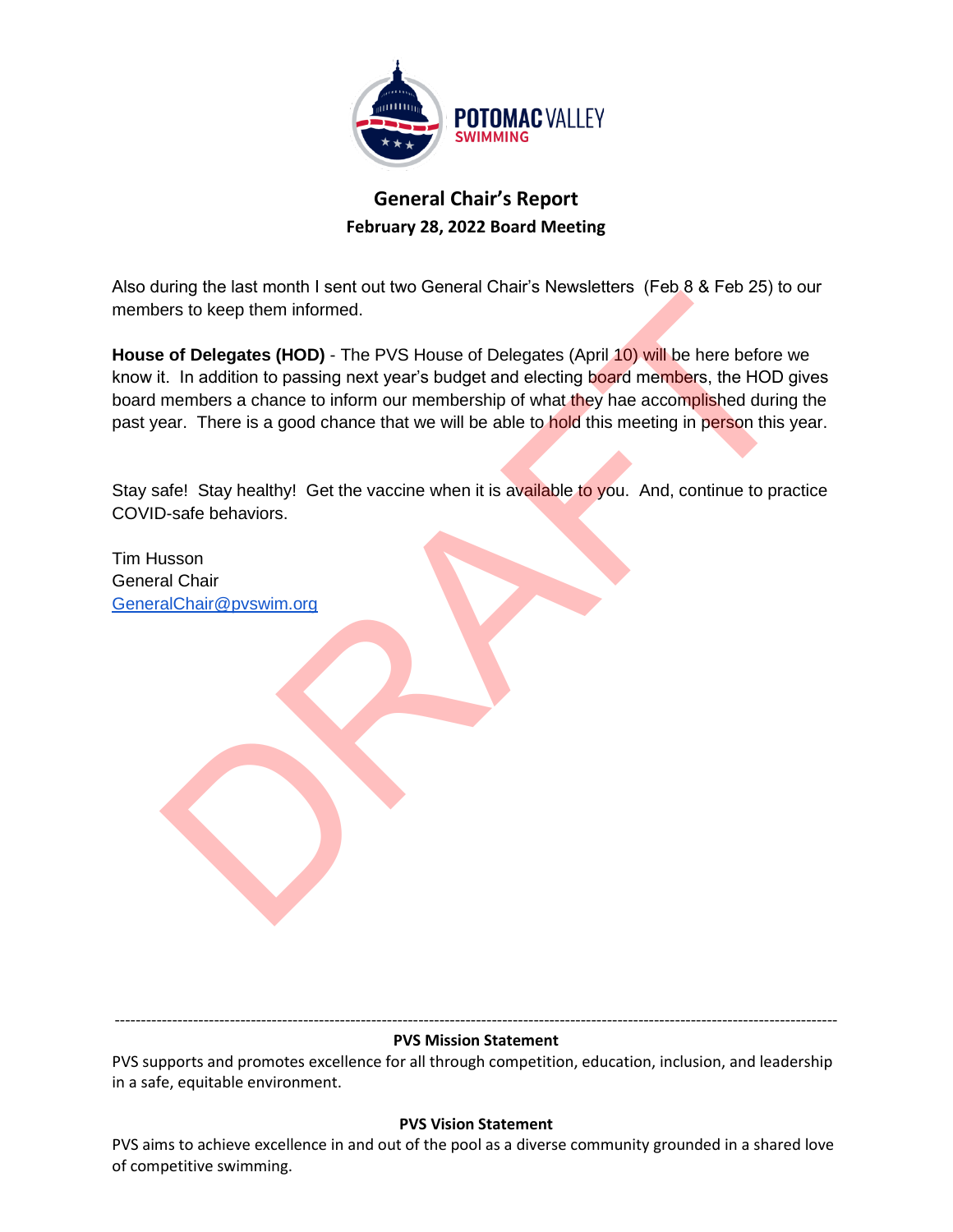## General Chair's Report
### February 28, 2022 Board Meeting

Also during the last month I sent out two General Chair's Newsletters (Feb 8 & Feb 25) to our members to keep them informed.

**House of Delegates (HOD)** - The PVS House of Delegates (April 10) will be here before we know it. In addition to passing next year's budget and electing board members, the HOD gives board members a chance to inform our membership of what they hae accomplished during the past year. There is a good chance that we will be able to hold this meeting in person this year.

Stay safe! Stay healthy! Get the vaccine when it is available to you. And, continue to practice COVID-safe behaviors.

Tim Husson
General Chair
GeneralChair@pvswim.org

---

**PVS Mission Statement**

PVS supports and promotes excellence for all through competition, education, inclusion, and leadership in a safe, equitable environment.

**PVS Vision Statement**

PVS aims to achieve excellence in and out of the pool as a diverse community grounded in a shared love of competitive swimming.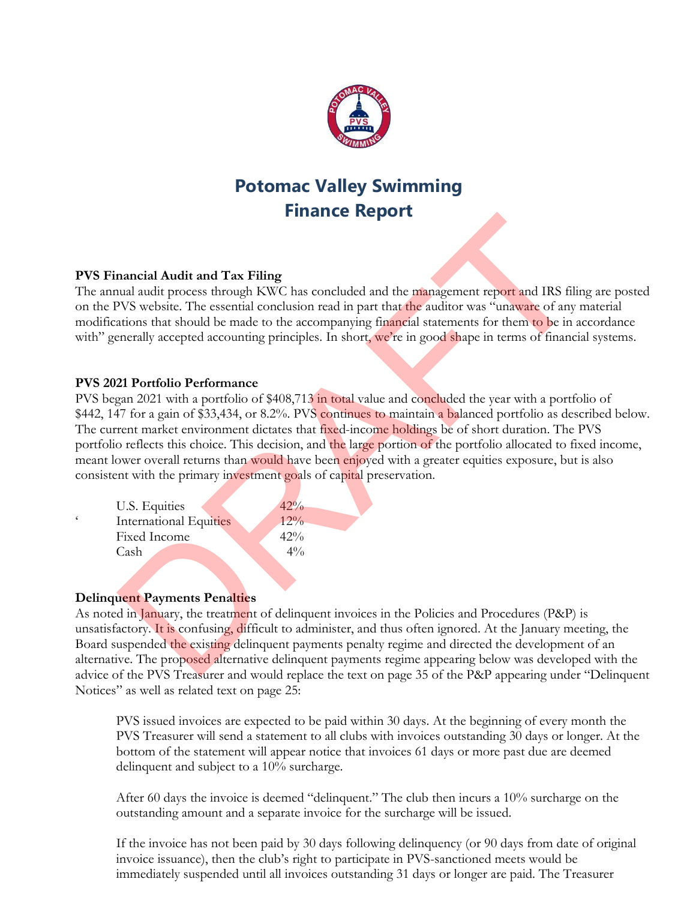# Potomac Valley Swimming
# Finance Report

**PVS Financial Audit and Tax Filing**

The annual audit process through KWC has concluded and the management report and IRS filing are posted on the PVS website. The essential conclusion read in part that the auditor was "unaware of any material modifications that should be made to the accompanying financial statements for them to be in accordance with" generally accepted accounting principles. In short, we're in good shape in terms of financial systems.

**PVS 2021 Portfolio Performance**

PVS began 2021 with a portfolio of $408,713 in total value and concluded the year with a portfolio of $442, 147 for a gain of $33,434, or 8.2%. PVS continues to maintain a balanced portfolio as described below. The current market environment dictates that fixed-income holdings be of short duration. The PVS portfolio reflects this choice. This decision, and the large portion of the portfolio allocated to fixed income, meant lower overall returns than would have been enjoyed with a greater equities exposure, but is also consistent with the primary investment goals of capital preservation.

| | |
|---|---|
| U.S. Equities | 42% |
| International Equities | 12% |
| Fixed Income | 42% |
| Cash | 4% |

**Delinquent Payments Penalties**

As noted in January, the treatment of delinquent invoices in the Policies and Procedures (P&P) is unsatisfactory. It is confusing, difficult to administer, and thus often ignored. At the January meeting, the Board suspended the existing delinquent payments penalty regime and directed the development of an alternative. The proposed alternative delinquent payments regime appearing below was developed with the advice of the PVS Treasurer and would replace the text on page 35 of the P&P appearing under "Delinquent Notices" as well as related text on page 25:

> PVS issued invoices are expected to be paid within 30 days. At the beginning of every month the PVS Treasurer will send a statement to all clubs with invoices outstanding 30 days or longer. At the bottom of the statement will appear notice that invoices 61 days or more past due are deemed delinquent and subject to a 10% surcharge.
>
> After 60 days the invoice is deemed "delinquent." The club then incurs a 10% surcharge on the outstanding amount and a separate invoice for the surcharge will be issued.
>
> If the invoice has not been paid by 30 days following delinquency (or 90 days from date of original invoice issuance), then the club's right to participate in PVS-sanctioned meets would be immediately suspended until all invoices outstanding 31 days or longer are paid. The Treasurer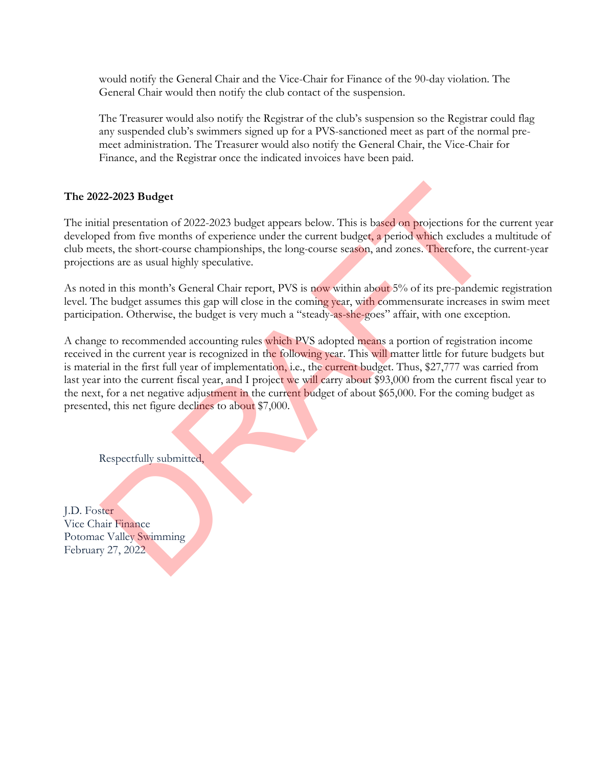would notify the General Chair and the Vice-Chair for Finance of the 90-day violation. The General Chair would then notify the club contact of the suspension.

The Treasurer would also notify the Registrar of the club's suspension so the Registrar could flag any suspended club's swimmers signed up for a PVS-sanctioned meet as part of the normal pre-meet administration. The Treasurer would also notify the General Chair, the Vice-Chair for Finance, and the Registrar once the indicated invoices have been paid.

**The 2022-2023 Budget**

The initial presentation of 2022-2023 budget appears below. This is based on projections for the current year developed from five months of experience under the current budget, a period which excludes a multitude of club meets, the short-course championships, the long-course season, and zones. Therefore, the current-year projections are as usual highly speculative.

As noted in this month's General Chair report, PVS is now within about 5% of its pre-pandemic registration level. The budget assumes this gap will close in the coming year, with commensurate increases in swim meet participation. Otherwise, the budget is very much a "steady-as-she-goes" affair, with one exception.

A change to recommended accounting rules which PVS adopted means a portion of registration income received in the current year is recognized in the following year. This will matter little for future budgets but is material in the first full year of implementation, i.e., the current budget. Thus, $27,777 was carried from last year into the current fiscal year, and I project we will carry about $93,000 from the current fiscal year to the next, for a net negative adjustment in the current budget of about $65,000. For the coming budget as presented, this net figure declines to about $7,000.

Respectfully submitted,

J.D. Foster
Vice Chair Finance
Potomac Valley Swimming
February 27, 2022